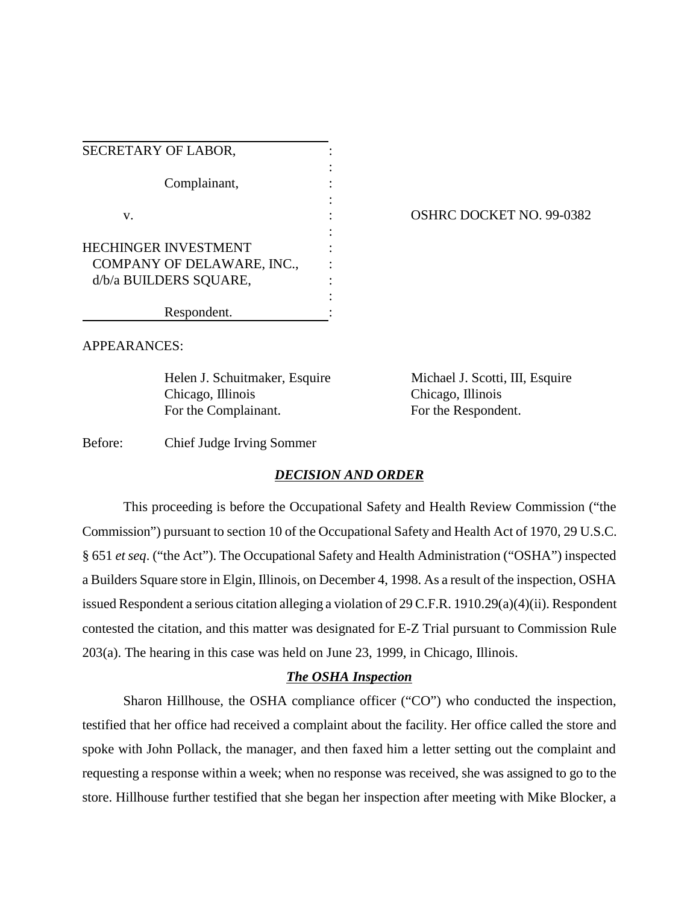| | | |
|---|---|---|
| SECRETARY OF LABOR, | : | |
| | : | |
| Complainant, | : | |
| | : | |
| v. | : | OSHRC DOCKET NO. 99-0382 |
| | : | |
| HECHINGER INVESTMENT COMPANY OF DELAWARE, INC., d/b/a BUILDERS SQUARE, | : | |
| | : | |
| Respondent. | : | |

APPEARANCES:

| | |
|---|---|
| Helen J. Schuitmaker, Esquire | Michael J. Scotti, III, Esquire |
| Chicago, Illinois | Chicago, Illinois |
| For the Complainant. | For the Respondent. |

Before: Chief Judge Irving Sommer

## ***DECISION AND ORDER***

This proceeding is before the Occupational Safety and Health Review Commission ("the Commission") pursuant to section 10 of the Occupational Safety and Health Act of 1970, 29 U.S.C. § 651 *et seq*. ("the Act"). The Occupational Safety and Health Administration ("OSHA") inspected a Builders Square store in Elgin, Illinois, on December 4, 1998. As a result of the inspection, OSHA issued Respondent a serious citation alleging a violation of 29 C.F.R. 1910.29(a)(4)(ii). Respondent contested the citation, and this matter was designated for E-Z Trial pursuant to Commission Rule 203(a). The hearing in this case was held on June 23, 1999, in Chicago, Illinois.

## ***The OSHA Inspection***

Sharon Hillhouse, the OSHA compliance officer ("CO") who conducted the inspection, testified that her office had received a complaint about the facility. Her office called the store and spoke with John Pollack, the manager, and then faxed him a letter setting out the complaint and requesting a response within a week; when no response was received, she was assigned to go to the store. Hillhouse further testified that she began her inspection after meeting with Mike Blocker, a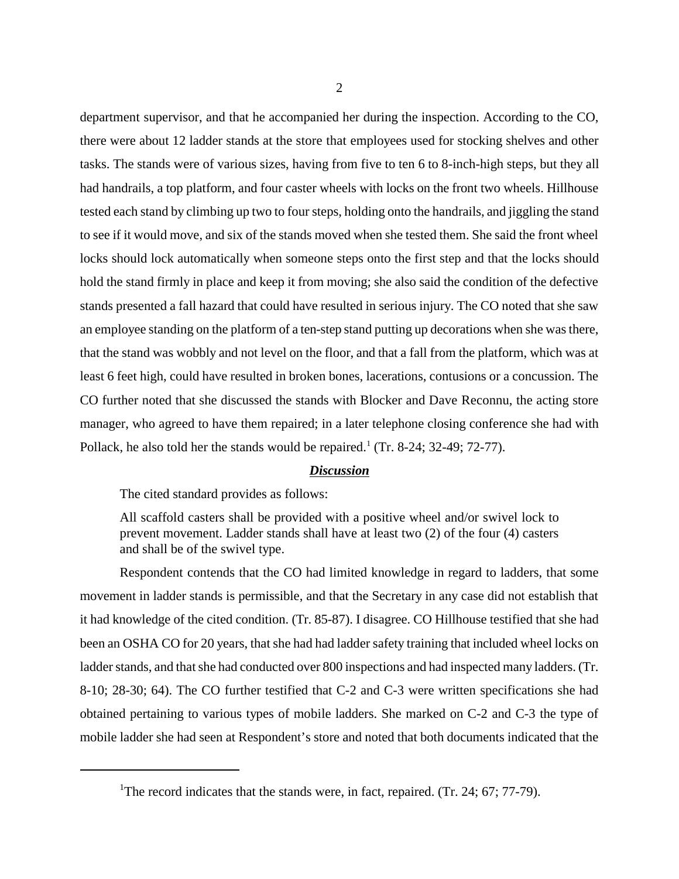department supervisor, and that he accompanied her during the inspection. According to the CO, there were about 12 ladder stands at the store that employees used for stocking shelves and other tasks. The stands were of various sizes, having from five to ten 6 to 8-inch-high steps, but they all had handrails, a top platform, and four caster wheels with locks on the front two wheels. Hillhouse tested each stand by climbing up two to four steps, holding onto the handrails, and jiggling the stand to see if it would move, and six of the stands moved when she tested them. She said the front wheel locks should lock automatically when someone steps onto the first step and that the locks should hold the stand firmly in place and keep it from moving; she also said the condition of the defective stands presented a fall hazard that could have resulted in serious injury. The CO noted that she saw an employee standing on the platform of a ten-step stand putting up decorations when she was there, that the stand was wobbly and not level on the floor, and that a fall from the platform, which was at least 6 feet high, could have resulted in broken bones, lacerations, contusions or a concussion. The CO further noted that she discussed the stands with Blocker and Dave Reconnu, the acting store manager, who agreed to have them repaired; in a later telephone closing conference she had with Pollack, he also told her the stands would be repaired.[1] (Tr. 8-24; 32-49; 72-77).

## ***Discussion***

The cited standard provides as follows:

> All scaffold casters shall be provided with a positive wheel and/or swivel lock to prevent movement. Ladder stands shall have at least two (2) of the four (4) casters and shall be of the swivel type.

Respondent contends that the CO had limited knowledge in regard to ladders, that some movement in ladder stands is permissible, and that the Secretary in any case did not establish that it had knowledge of the cited condition. (Tr. 85-87). I disagree. CO Hillhouse testified that she had been an OSHA CO for 20 years, that she had had ladder safety training that included wheel locks on ladder stands, and that she had conducted over 800 inspections and had inspected many ladders. (Tr. 8-10; 28-30; 64). The CO further testified that C-2 and C-3 were written specifications she had obtained pertaining to various types of mobile ladders. She marked on C-2 and C-3 the type of mobile ladder she had seen at Respondent's store and noted that both documents indicated that the

[1] The record indicates that the stands were, in fact, repaired. (Tr. 24; 67; 77-79).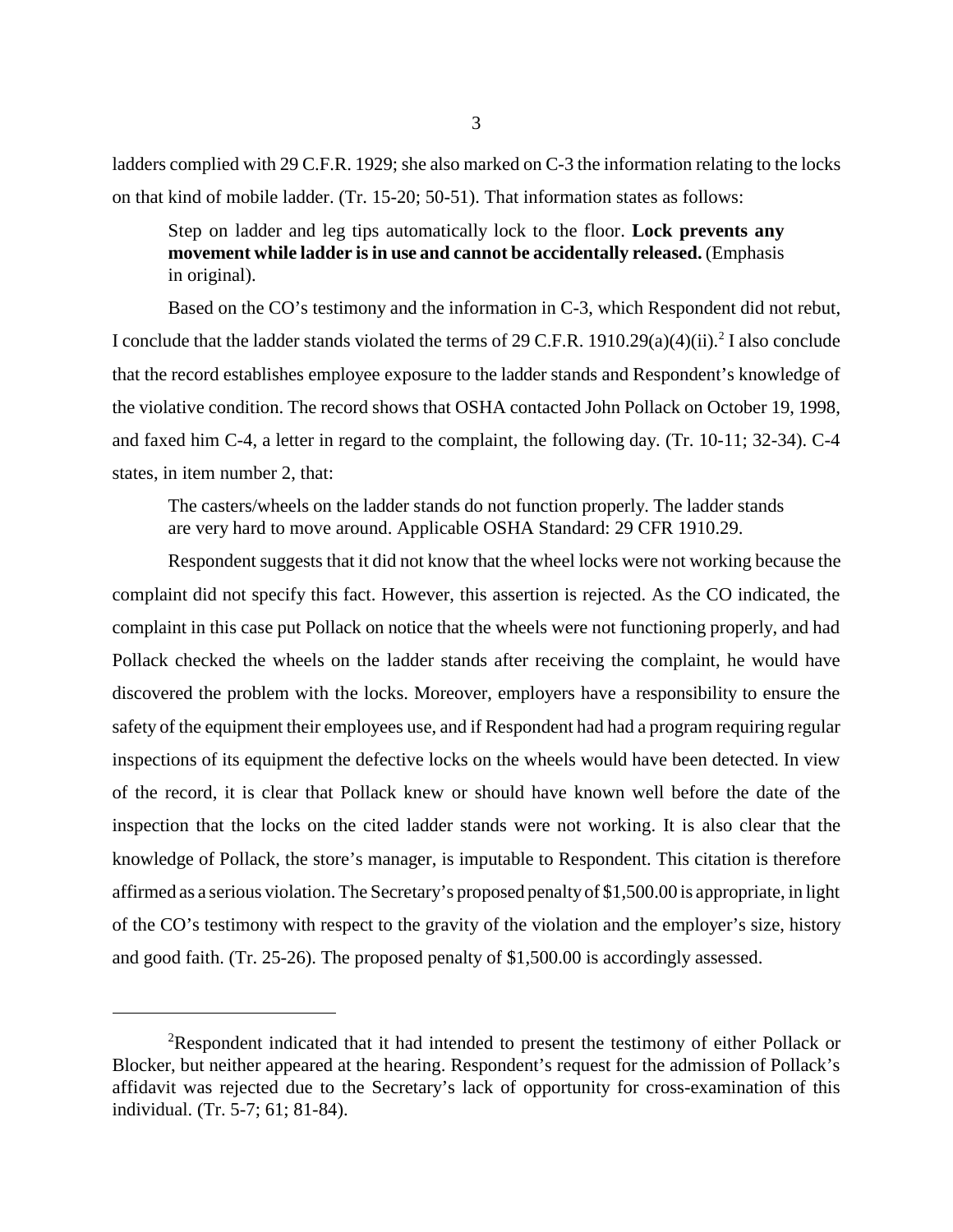ladders complied with 29 C.F.R. 1929; she also marked on C-3 the information relating to the locks on that kind of mobile ladder. (Tr. 15-20; 50-51). That information states as follows:

> Step on ladder and leg tips automatically lock to the floor. **Lock prevents any movement while ladder is in use and cannot be accidentally released.** (Emphasis in original).

Based on the CO's testimony and the information in C-3, which Respondent did not rebut, I conclude that the ladder stands violated the terms of 29 C.F.R. 1910.29(a)(4)(ii).[2] I also conclude that the record establishes employee exposure to the ladder stands and Respondent's knowledge of the violative condition. The record shows that OSHA contacted John Pollack on October 19, 1998, and faxed him C-4, a letter in regard to the complaint, the following day. (Tr. 10-11; 32-34). C-4 states, in item number 2, that:

> The casters/wheels on the ladder stands do not function properly. The ladder stands are very hard to move around. Applicable OSHA Standard: 29 CFR 1910.29.

Respondent suggests that it did not know that the wheel locks were not working because the complaint did not specify this fact. However, this assertion is rejected. As the CO indicated, the complaint in this case put Pollack on notice that the wheels were not functioning properly, and had Pollack checked the wheels on the ladder stands after receiving the complaint, he would have discovered the problem with the locks. Moreover, employers have a responsibility to ensure the safety of the equipment their employees use, and if Respondent had had a program requiring regular inspections of its equipment the defective locks on the wheels would have been detected. In view of the record, it is clear that Pollack knew or should have known well before the date of the inspection that the locks on the cited ladder stands were not working. It is also clear that the knowledge of Pollack, the store's manager, is imputable to Respondent. This citation is therefore affirmed as a serious violation. The Secretary's proposed penalty of $1,500.00 is appropriate, in light of the CO's testimony with respect to the gravity of the violation and the employer's size, history and good faith. (Tr. 25-26). The proposed penalty of $1,500.00 is accordingly assessed.

---

[2] Respondent indicated that it had intended to present the testimony of either Pollack or Blocker, but neither appeared at the hearing. Respondent's request for the admission of Pollack's affidavit was rejected due to the Secretary's lack of opportunity for cross-examination of this individual. (Tr. 5-7; 61; 81-84).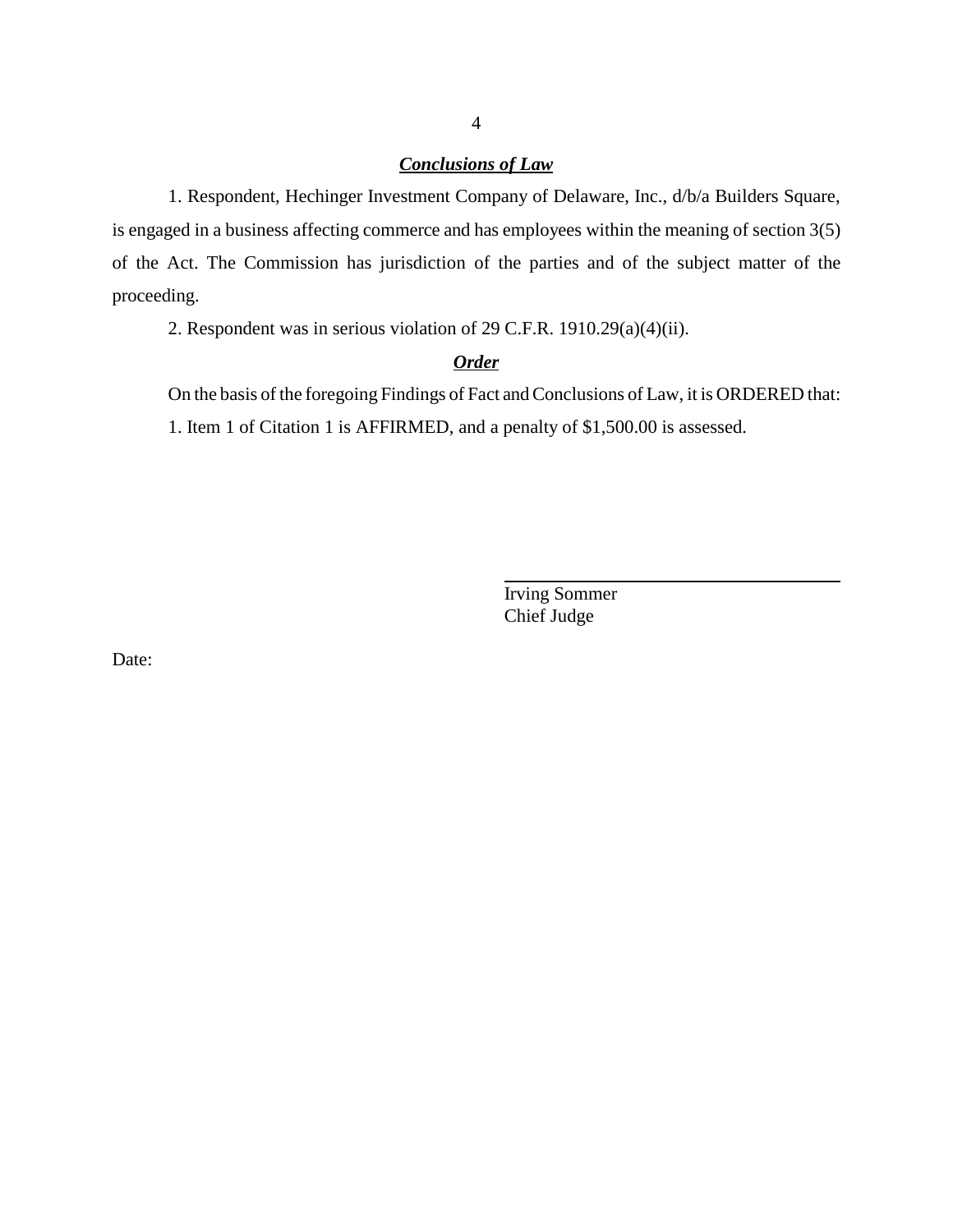***Conclusions of Law***

1. Respondent, Hechinger Investment Company of Delaware, Inc., d/b/a Builders Square, is engaged in a business affecting commerce and has employees within the meaning of section 3(5) of the Act. The Commission has jurisdiction of the parties and of the subject matter of the proceeding.

2. Respondent was in serious violation of 29 C.F.R. 1910.29(a)(4)(ii).

***Order***

On the basis of the foregoing Findings of Fact and Conclusions of Law, it is ORDERED that:

1. Item 1 of Citation 1 is AFFIRMED, and a penalty of $1,500.00 is assessed.

Irving Sommer
Chief Judge

Date: